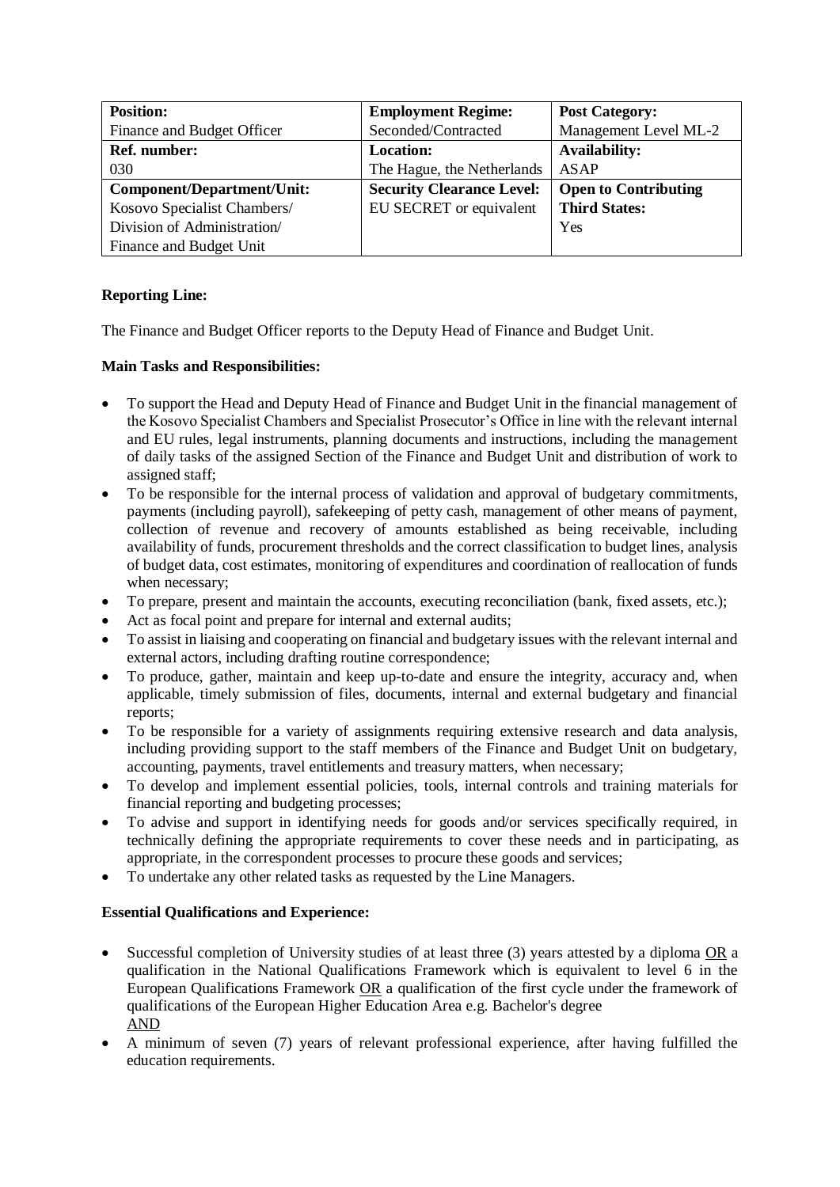| **Position:** | **Employment Regime:** | **Post Category:** |
|---|---|---|
| Finance and Budget Officer | Seconded/Contracted | Management Level ML-2 |
| **Ref. number:** | **Location:** | **Availability:** |
| 030 | The Hague, the Netherlands | ASAP |
| **Component/Department/Unit:** | **Security Clearance Level:** | **Open to Contributing Third States:** |
| Kosovo Specialist Chambers/ Division of Administration/ Finance and Budget Unit | EU SECRET or equivalent | Yes |

**Reporting Line:**

The Finance and Budget Officer reports to the Deputy Head of Finance and Budget Unit.

**Main Tasks and Responsibilities:**

- To support the Head and Deputy Head of Finance and Budget Unit in the financial management of the Kosovo Specialist Chambers and Specialist Prosecutor's Office in line with the relevant internal and EU rules, legal instruments, planning documents and instructions, including the management of daily tasks of the assigned Section of the Finance and Budget Unit and distribution of work to assigned staff;
- To be responsible for the internal process of validation and approval of budgetary commitments, payments (including payroll), safekeeping of petty cash, management of other means of payment, collection of revenue and recovery of amounts established as being receivable, including availability of funds, procurement thresholds and the correct classification to budget lines, analysis of budget data, cost estimates, monitoring of expenditures and coordination of reallocation of funds when necessary;
- To prepare, present and maintain the accounts, executing reconciliation (bank, fixed assets, etc.);
- Act as focal point and prepare for internal and external audits;
- To assist in liaising and cooperating on financial and budgetary issues with the relevant internal and external actors, including drafting routine correspondence;
- To produce, gather, maintain and keep up-to-date and ensure the integrity, accuracy and, when applicable, timely submission of files, documents, internal and external budgetary and financial reports;
- To be responsible for a variety of assignments requiring extensive research and data analysis, including providing support to the staff members of the Finance and Budget Unit on budgetary, accounting, payments, travel entitlements and treasury matters, when necessary;
- To develop and implement essential policies, tools, internal controls and training materials for financial reporting and budgeting processes;
- To advise and support in identifying needs for goods and/or services specifically required, in technically defining the appropriate requirements to cover these needs and in participating, as appropriate, in the correspondent processes to procure these goods and services;
- To undertake any other related tasks as requested by the Line Managers.

**Essential Qualifications and Experience:**

- Successful completion of University studies of at least three (3) years attested by a diploma OR a qualification in the National Qualifications Framework which is equivalent to level 6 in the European Qualifications Framework OR a qualification of the first cycle under the framework of qualifications of the European Higher Education Area e.g. Bachelor's degree
  AND
- A minimum of seven (7) years of relevant professional experience, after having fulfilled the education requirements.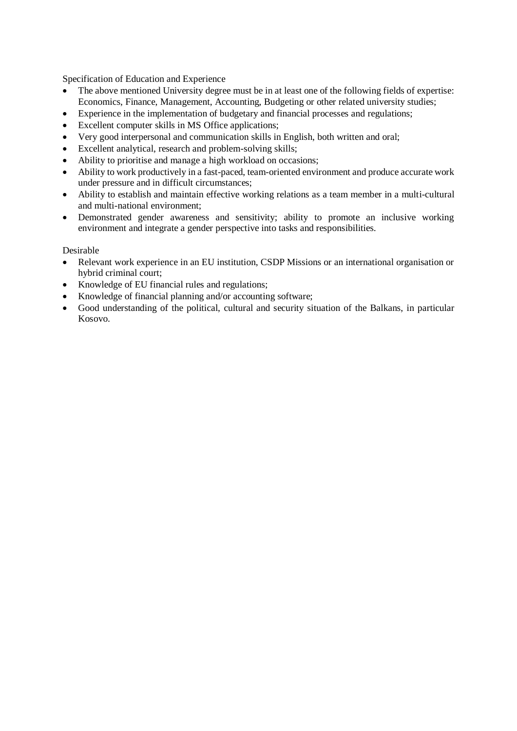Specification of Education and Experience

- The above mentioned University degree must be in at least one of the following fields of expertise: Economics, Finance, Management, Accounting, Budgeting or other related university studies;
- Experience in the implementation of budgetary and financial processes and regulations;
- Excellent computer skills in MS Office applications;
- Very good interpersonal and communication skills in English, both written and oral;
- Excellent analytical, research and problem-solving skills;
- Ability to prioritise and manage a high workload on occasions;
- Ability to work productively in a fast-paced, team-oriented environment and produce accurate work under pressure and in difficult circumstances;
- Ability to establish and maintain effective working relations as a team member in a multi-cultural and multi-national environment;
- Demonstrated gender awareness and sensitivity; ability to promote an inclusive working environment and integrate a gender perspective into tasks and responsibilities.

Desirable

- Relevant work experience in an EU institution, CSDP Missions or an international organisation or hybrid criminal court;
- Knowledge of EU financial rules and regulations;
- Knowledge of financial planning and/or accounting software;
- Good understanding of the political, cultural and security situation of the Balkans, in particular Kosovo.